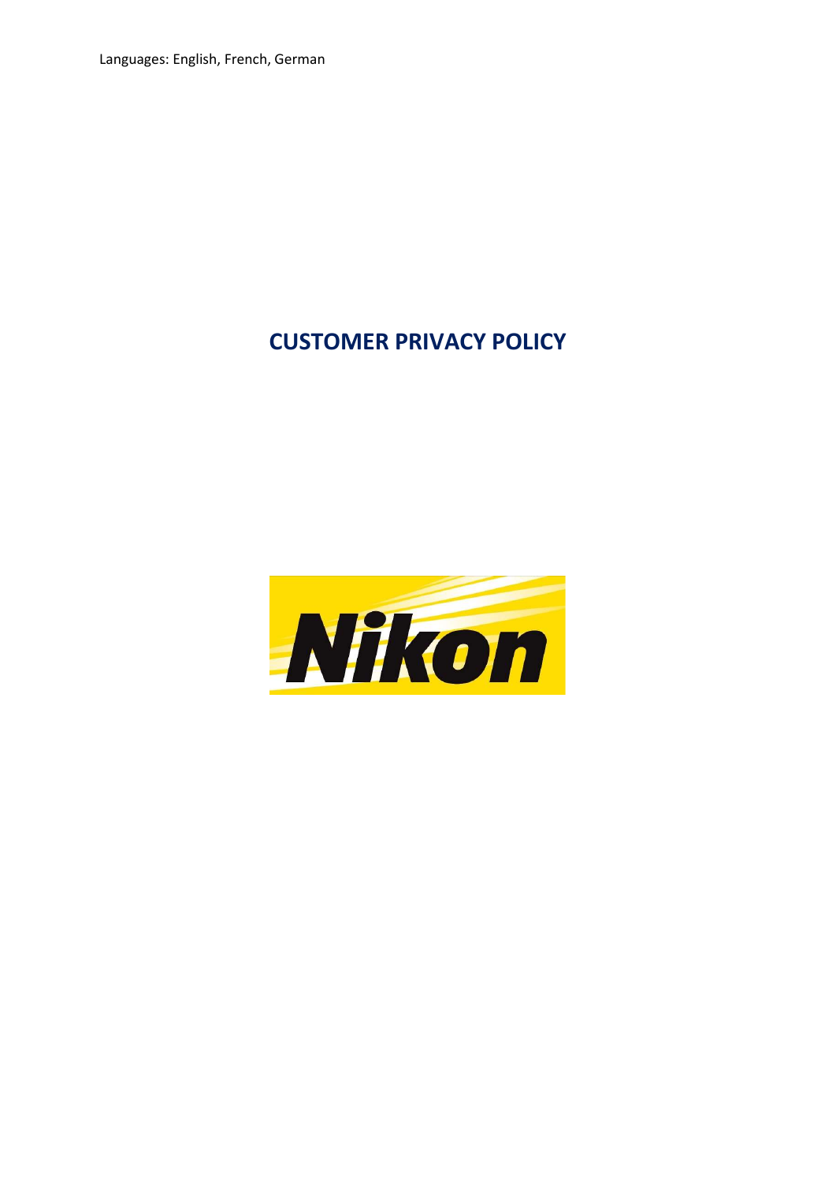Languages: English, French, German

# CUSTOMER PRIVACY POLICY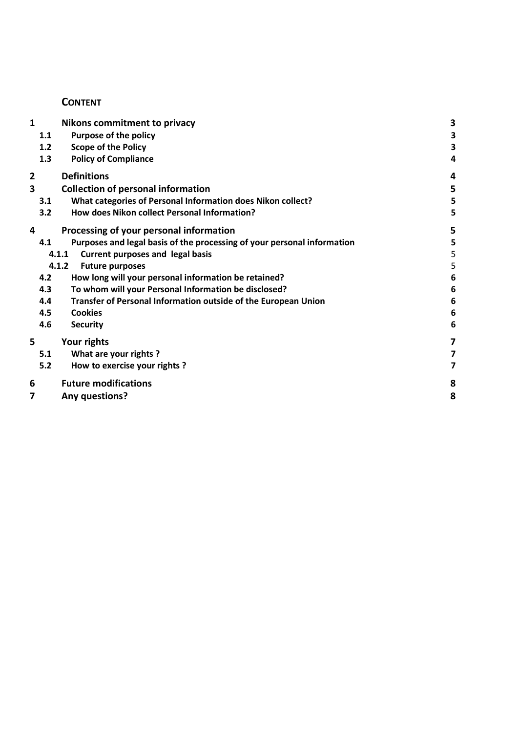## CONTENT

| | | |
|---|---|---|
| **1** | **Nikons commitment to privacy** | **3** |
| **1.1** | **Purpose of the policy** | **3** |
| **1.2** | **Scope of the Policy** | **3** |
| **1.3** | **Policy of Compliance** | **4** |
| **2** | **Definitions** | **4** |
| **3** | **Collection of personal information** | **5** |
| **3.1** | **What categories of Personal Information does Nikon collect?** | **5** |
| **3.2** | **How does Nikon collect Personal Information?** | **5** |
| **4** | **Processing of your personal information** | **5** |
| **4.1** | **Purposes and legal basis of the processing of your personal information** | **5** |
| **4.1.1** | **Current purposes and legal basis** | 5 |
| **4.1.2** | **Future purposes** | 5 |
| **4.2** | **How long will your personal information be retained?** | **6** |
| **4.3** | **To whom will your Personal Information be disclosed?** | **6** |
| **4.4** | **Transfer of Personal Information outside of the European Union** | **6** |
| **4.5** | **Cookies** | **6** |
| **4.6** | **Security** | **6** |
| **5** | **Your rights** | **7** |
| **5.1** | **What are your rights ?** | **7** |
| **5.2** | **How to exercise your rights ?** | **7** |
| **6** | **Future modifications** | **8** |
| **7** | **Any questions?** | **8** |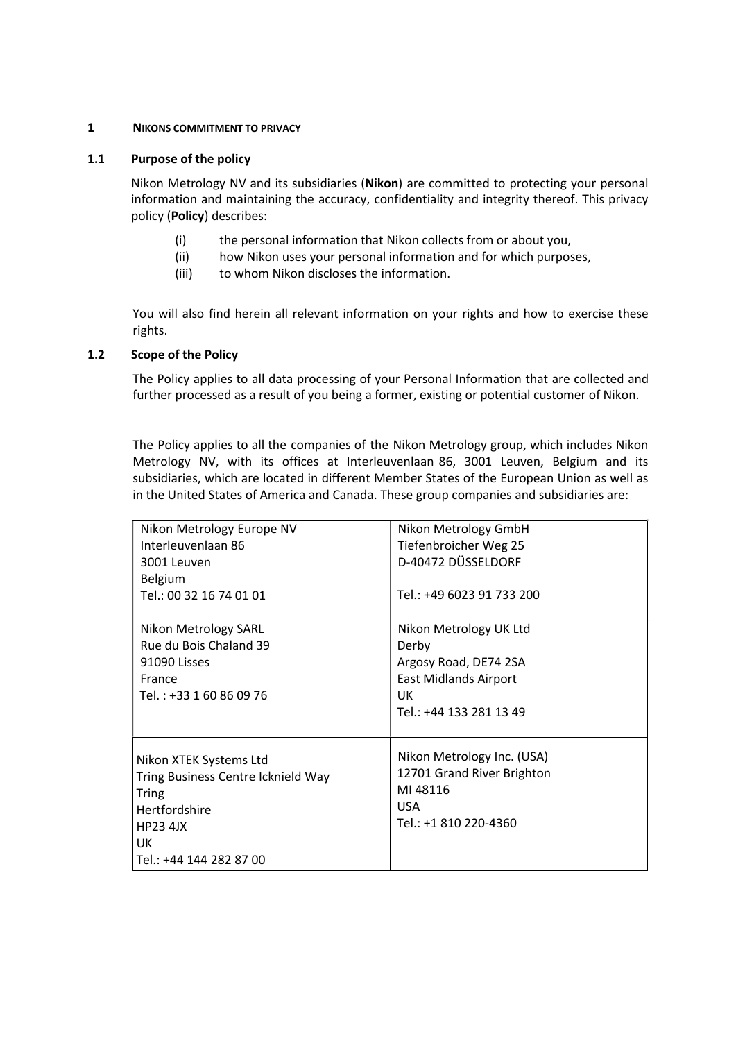## 1 NIKONS COMMITMENT TO PRIVACY

### 1.1 Purpose of the policy

Nikon Metrology NV and its subsidiaries (**Nikon**) are committed to protecting your personal information and maintaining the accuracy, confidentiality and integrity thereof. This privacy policy (**Policy**) describes:

(i) the personal information that Nikon collects from or about you,
(ii) how Nikon uses your personal information and for which purposes,
(iii) to whom Nikon discloses the information.

You will also find herein all relevant information on your rights and how to exercise these rights.

### 1.2 Scope of the Policy

The Policy applies to all data processing of your Personal Information that are collected and further processed as a result of you being a former, existing or potential customer of Nikon.

The Policy applies to all the companies of the Nikon Metrology group, which includes Nikon Metrology NV, with its offices at Interleuvenlaan 86, 3001 Leuven, Belgium and its subsidiaries, which are located in different Member States of the European Union as well as in the United States of America and Canada. These group companies and subsidiaries are:

| | |
|---|---|
| Nikon Metrology Europe NV<br>Interleuvenlaan 86<br>3001 Leuven<br>Belgium<br>Tel.: 00 32 16 74 01 01 | Nikon Metrology GmbH<br>Tiefenbroicher Weg 25<br>D-40472 DÜSSELDORF<br><br>Tel.: +49 6023 91 733 200 |
| Nikon Metrology SARL<br>Rue du Bois Chaland 39<br>91090 Lisses<br>France<br>Tel. : +33 1 60 86 09 76 | Nikon Metrology UK Ltd<br>Derby<br>Argosy Road, DE74 2SA<br>East Midlands Airport<br>UK<br>Tel.: +44 133 281 13 49 |
| Nikon XTEK Systems Ltd<br>Tring Business Centre Icknield Way<br>Tring<br>Hertfordshire<br>HP23 4JX<br>UK<br>Tel.: +44 144 282 87 00 | Nikon Metrology Inc. (USA)<br>12701 Grand River Brighton<br>MI 48116<br>USA<br>Tel.: +1 810 220-4360 |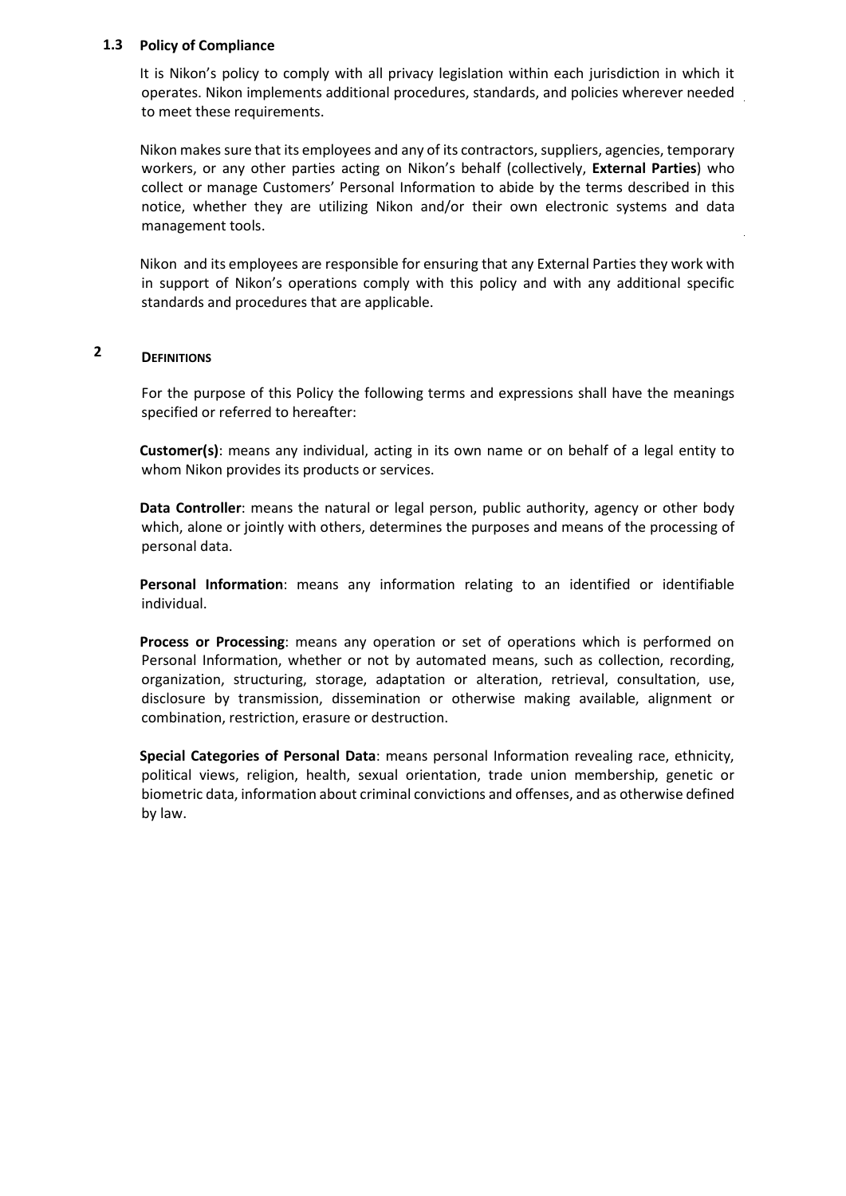### 1.3 Policy of Compliance

It is Nikon's policy to comply with all privacy legislation within each jurisdiction in which it operates. Nikon implements additional procedures, standards, and policies wherever needed to meet these requirements.

Nikon makes sure that its employees and any of its contractors, suppliers, agencies, temporary workers, or any other parties acting on Nikon's behalf (collectively, **External Parties**) who collect or manage Customers' Personal Information to abide by the terms described in this notice, whether they are utilizing Nikon and/or their own electronic systems and data management tools.

Nikon and its employees are responsible for ensuring that any External Parties they work with in support of Nikon's operations comply with this policy and with any additional specific standards and procedures that are applicable.

## 2 DEFINITIONS

For the purpose of this Policy the following terms and expressions shall have the meanings specified or referred to hereafter:

**Customer(s)**: means any individual, acting in its own name or on behalf of a legal entity to whom Nikon provides its products or services.

**Data Controller**: means the natural or legal person, public authority, agency or other body which, alone or jointly with others, determines the purposes and means of the processing of personal data.

**Personal Information**: means any information relating to an identified or identifiable individual.

**Process or Processing**: means any operation or set of operations which is performed on Personal Information, whether or not by automated means, such as collection, recording, organization, structuring, storage, adaptation or alteration, retrieval, consultation, use, disclosure by transmission, dissemination or otherwise making available, alignment or combination, restriction, erasure or destruction.

**Special Categories of Personal Data**: means personal Information revealing race, ethnicity, political views, religion, health, sexual orientation, trade union membership, genetic or biometric data, information about criminal convictions and offenses, and as otherwise defined by law.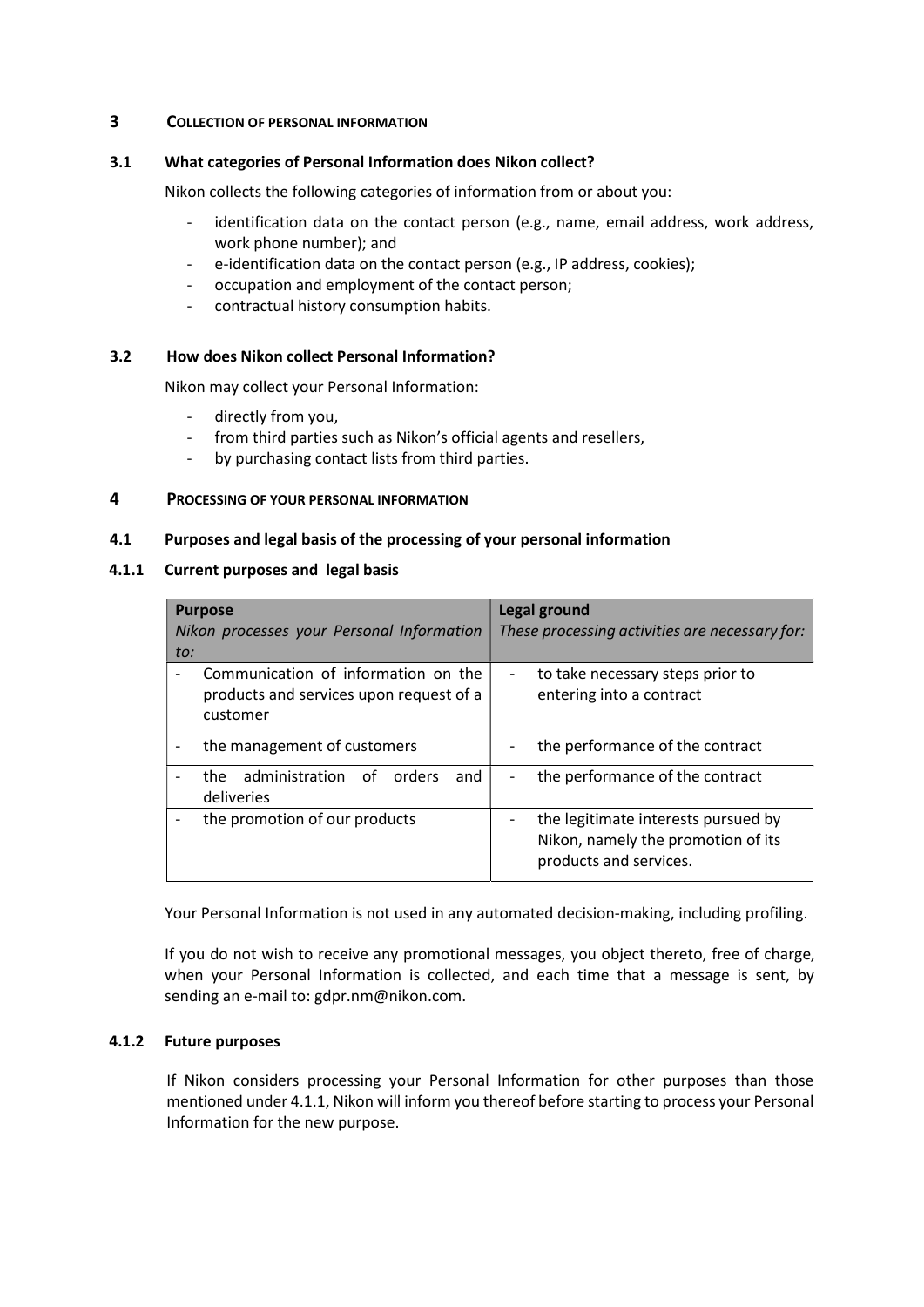## 3 COLLECTION OF PERSONAL INFORMATION

### 3.1 What categories of Personal Information does Nikon collect?

Nikon collects the following categories of information from or about you:

- identification data on the contact person (e.g., name, email address, work address, work phone number); and
- e-identification data on the contact person (e.g., IP address, cookies);
- occupation and employment of the contact person;
- contractual history consumption habits.

### 3.2 How does Nikon collect Personal Information?

Nikon may collect your Personal Information:

- directly from you,
- from third parties such as Nikon's official agents and resellers,
- by purchasing contact lists from third parties.

## 4 PROCESSING OF YOUR PERSONAL INFORMATION

### 4.1 Purposes and legal basis of the processing of your personal information

#### 4.1.1 Current purposes and legal basis

| **Purpose**<br>*Nikon processes your Personal Information to:* | **Legal ground**<br>*These processing activities are necessary for:* |
|---|---|
| - Communication of information on the products and services upon request of a customer | - to take necessary steps prior to entering into a contract |
| - the management of customers | - the performance of the contract |
| - the administration of orders and deliveries | - the performance of the contract |
| - the promotion of our products | - the legitimate interests pursued by Nikon, namely the promotion of its products and services. |

Your Personal Information is not used in any automated decision-making, including profiling.

If you do not wish to receive any promotional messages, you object thereto, free of charge, when your Personal Information is collected, and each time that a message is sent, by sending an e-mail to: gdpr.nm@nikon.com.

#### 4.1.2 Future purposes

If Nikon considers processing your Personal Information for other purposes than those mentioned under 4.1.1, Nikon will inform you thereof before starting to process your Personal Information for the new purpose.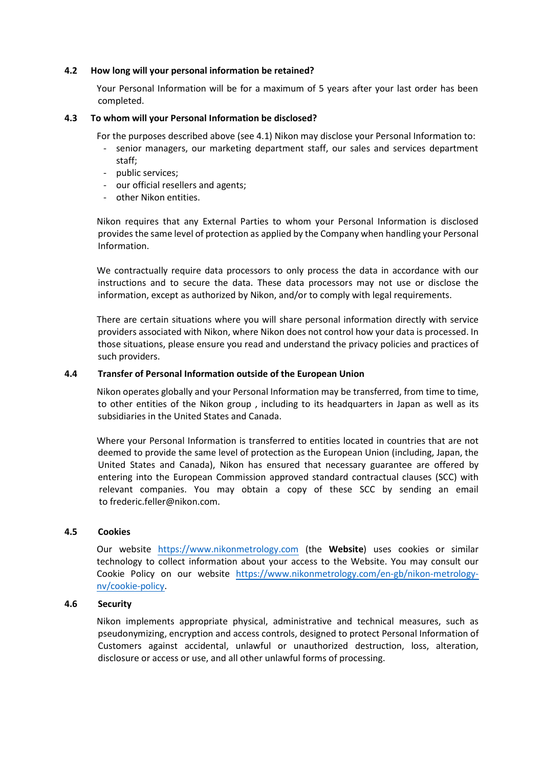### 4.2 How long will your personal information be retained?

Your Personal Information will be for a maximum of 5 years after your last order has been completed.

### 4.3 To whom will your Personal Information be disclosed?

For the purposes described above (see 4.1) Nikon may disclose your Personal Information to:

- senior managers, our marketing department staff, our sales and services department staff;
- public services;
- our official resellers and agents;
- other Nikon entities.

Nikon requires that any External Parties to whom your Personal Information is disclosed provides the same level of protection as applied by the Company when handling your Personal Information.

We contractually require data processors to only process the data in accordance with our instructions and to secure the data. These data processors may not use or disclose the information, except as authorized by Nikon, and/or to comply with legal requirements.

There are certain situations where you will share personal information directly with service providers associated with Nikon, where Nikon does not control how your data is processed. In those situations, please ensure you read and understand the privacy policies and practices of such providers.

### 4.4 Transfer of Personal Information outside of the European Union

Nikon operates globally and your Personal Information may be transferred, from time to time, to other entities of the Nikon group , including to its headquarters in Japan as well as its subsidiaries in the United States and Canada.

Where your Personal Information is transferred to entities located in countries that are not deemed to provide the same level of protection as the European Union (including, Japan, the United States and Canada), Nikon has ensured that necessary guarantee are offered by entering into the European Commission approved standard contractual clauses (SCC) with relevant companies. You may obtain a copy of these SCC by sending an email to frederic.feller@nikon.com.

### 4.5 Cookies

Our website https://www.nikonmetrology.com (the **Website**) uses cookies or similar technology to collect information about your access to the Website. You may consult our Cookie Policy on our website https://www.nikonmetrology.com/en-gb/nikon-metrology-nv/cookie-policy.

### 4.6 Security

Nikon implements appropriate physical, administrative and technical measures, such as pseudonymizing, encryption and access controls, designed to protect Personal Information of Customers against accidental, unlawful or unauthorized destruction, loss, alteration, disclosure or access or use, and all other unlawful forms of processing.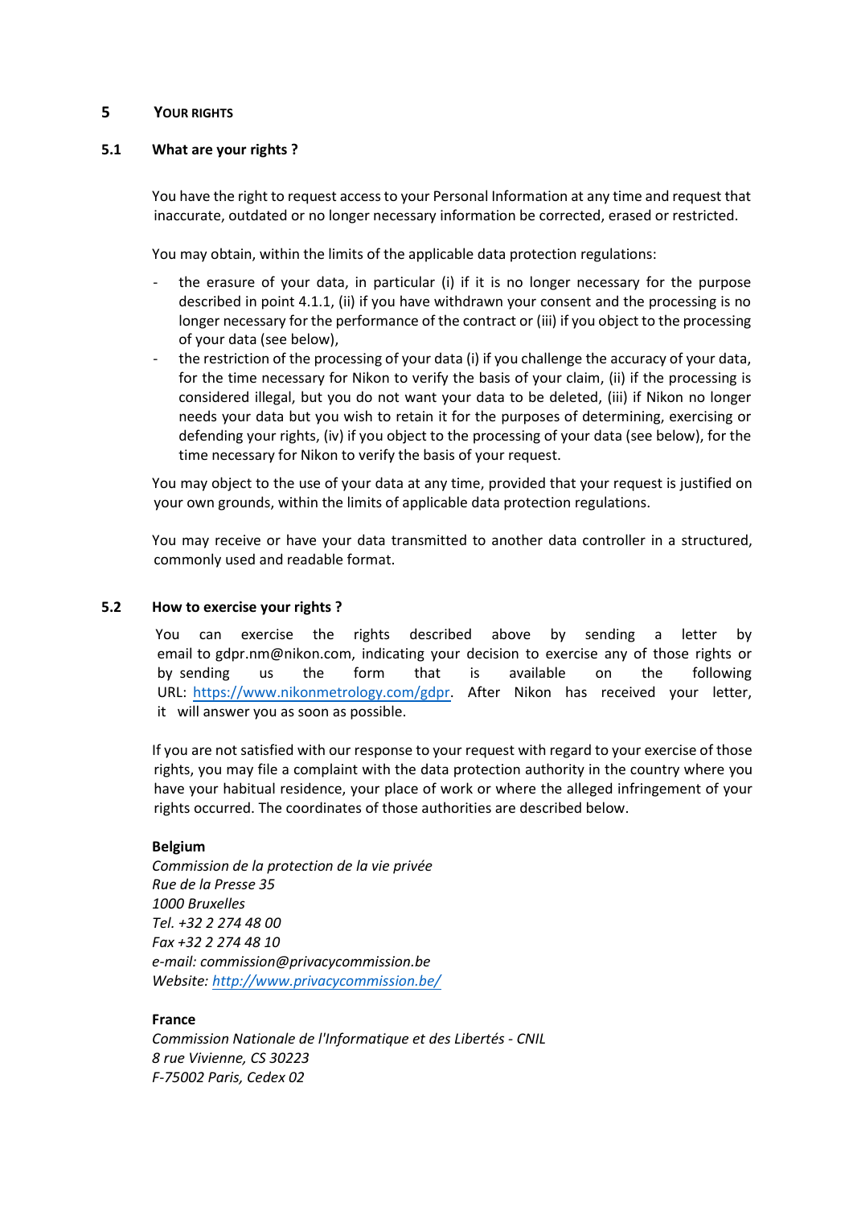## 5 YOUR RIGHTS

### 5.1 What are your rights ?

You have the right to request access to your Personal Information at any time and request that inaccurate, outdated or no longer necessary information be corrected, erased or restricted.

You may obtain, within the limits of the applicable data protection regulations:

- the erasure of your data, in particular (i) if it is no longer necessary for the purpose described in point 4.1.1, (ii) if you have withdrawn your consent and the processing is no longer necessary for the performance of the contract or (iii) if you object to the processing of your data (see below),
- the restriction of the processing of your data (i) if you challenge the accuracy of your data, for the time necessary for Nikon to verify the basis of your claim, (ii) if the processing is considered illegal, but you do not want your data to be deleted, (iii) if Nikon no longer needs your data but you wish to retain it for the purposes of determining, exercising or defending your rights, (iv) if you object to the processing of your data (see below), for the time necessary for Nikon to verify the basis of your request.

You may object to the use of your data at any time, provided that your request is justified on your own grounds, within the limits of applicable data protection regulations.

You may receive or have your data transmitted to another data controller in a structured, commonly used and readable format.

### 5.2 How to exercise your rights ?

You can exercise the rights described above by sending a letter by email to gdpr.nm@nikon.com, indicating your decision to exercise any of those rights or by sending us the form that is available on the following URL: [https://www.nikonmetrology.com/gdpr](https://www.nikonmetrology.com/gdpr). After Nikon has received your letter, it will answer you as soon as possible.

If you are not satisfied with our response to your request with regard to your exercise of those rights, you may file a complaint with the data protection authority in the country where you have your habitual residence, your place of work or where the alleged infringement of your rights occurred. The coordinates of those authorities are described below.

**Belgium**
*Commission de la protection de la vie privée*
*Rue de la Presse 35*
*1000 Bruxelles*
*Tel. +32 2 274 48 00*
*Fax +32 2 274 48 10*
*e-mail: commission@privacycommission.be*
*Website: [http://www.privacycommission.be/](http://www.privacycommission.be/)*

**France**
*Commission Nationale de l'Informatique et des Libertés - CNIL*
*8 rue Vivienne, CS 30223*
*F-75002 Paris, Cedex 02*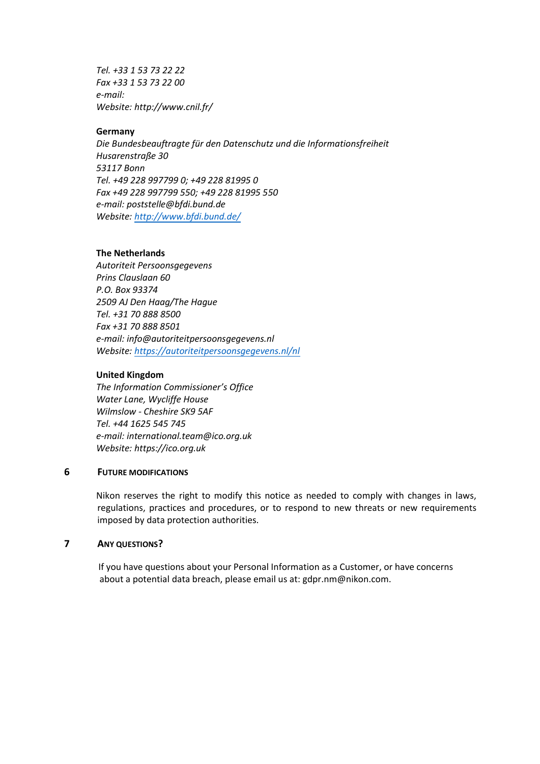*Tel. +33 1 53 73 22 22*
*Fax +33 1 53 73 22 00*
*e-mail:*
*Website: http://www.cnil.fr/*

**Germany**
*Die Bundesbeauftragte für den Datenschutz und die Informationsfreiheit*
*Husarenstraße 30*
*53117 Bonn*
*Tel. +49 228 997799 0; +49 228 81995 0*
*Fax +49 228 997799 550; +49 228 81995 550*
*e-mail: poststelle@bfdi.bund.de*
*Website: http://www.bfdi.bund.de/*

**The Netherlands**
*Autoriteit Persoonsgegevens*
*Prins Clauslaan 60*
*P.O. Box 93374*
*2509 AJ Den Haag/The Hague*
*Tel. +31 70 888 8500*
*Fax +31 70 888 8501*
*e-mail: info@autoriteitpersoonsgegevens.nl*
*Website: https://autoriteitpersoonsgegevens.nl/nl*

**United Kingdom**
*The Information Commissioner's Office*
*Water Lane, Wycliffe House*
*Wilmslow - Cheshire SK9 5AF*
*Tel. +44 1625 545 745*
*e-mail: international.team@ico.org.uk*
*Website: https://ico.org.uk*

## 6 Future Modifications

Nikon reserves the right to modify this notice as needed to comply with changes in laws, regulations, practices and procedures, or to respond to new threats or new requirements imposed by data protection authorities.

## 7 Any Questions?

If you have questions about your Personal Information as a Customer, or have concerns about a potential data breach, please email us at: gdpr.nm@nikon.com.